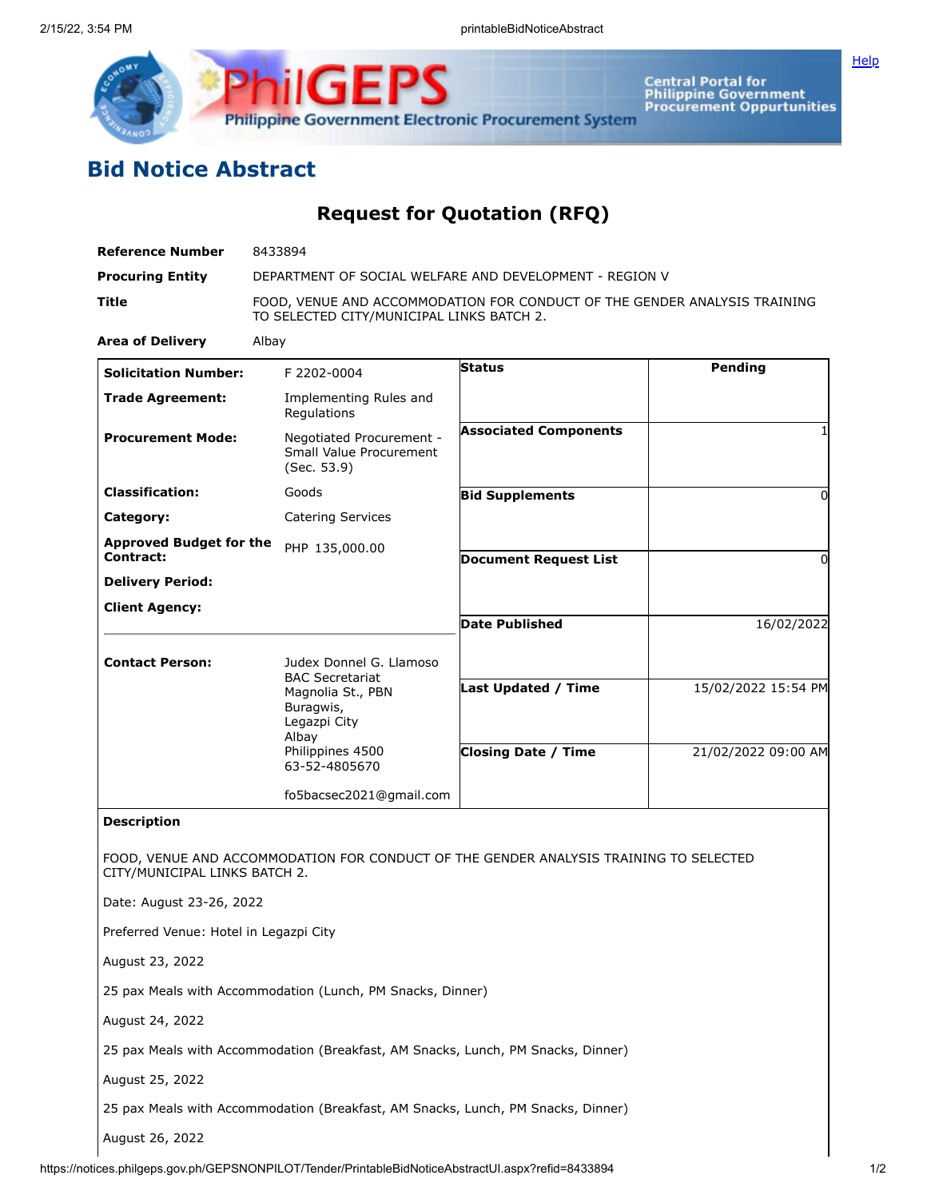# Bid Notice Abstract

## Request for Quotation (RFQ)

| | |
|---|---|
| **Reference Number** | 8433894 |
| **Procuring Entity** | DEPARTMENT OF SOCIAL WELFARE AND DEVELOPMENT - REGION V |
| **Title** | FOOD, VENUE AND ACCOMMODATION FOR CONDUCT OF THE GENDER ANALYSIS TRAINING TO SELECTED CITY/MUNICIPAL LINKS BATCH 2. |
| **Area of Delivery** | Albay |

| | | | |
|---|---|---|---|
| **Solicitation Number:** | F 2202-0004 | **Status** | Pending |
| **Trade Agreement:** | Implementing Rules and Regulations | | |
| **Procurement Mode:** | Negotiated Procurement - Small Value Procurement (Sec. 53.9) | **Associated Components** | 1 |
| **Classification:** | Goods | **Bid Supplements** | 0 |
| **Category:** | Catering Services | | |
| **Approved Budget for the Contract:** | PHP 135,000.00 | **Document Request List** | 0 |
| **Delivery Period:** | | | |
| **Client Agency:** | | **Date Published** | 16/02/2022 |
| **Contact Person:** | Judex Donnel G. Llamoso<br>BAC Secretariat<br>Magnolia St., PBN<br>Buragwis,<br>Legazpi City<br>Albay<br>Philippines 4500<br>63-52-4805670<br><br>fo5bacsec2021@gmail.com | **Last Updated / Time** | 15/02/2022 15:54 PM |
| | | **Closing Date / Time** | 21/02/2022 09:00 AM |

**Description**

FOOD, VENUE AND ACCOMMODATION FOR CONDUCT OF THE GENDER ANALYSIS TRAINING TO SELECTED CITY/MUNICIPAL LINKS BATCH 2.

Date: August 23-26, 2022

Preferred Venue: Hotel in Legazpi City

August 23, 2022

25 pax Meals with Accommodation (Lunch, PM Snacks, Dinner)

August 24, 2022

25 pax Meals with Accommodation (Breakfast, AM Snacks, Lunch, PM Snacks, Dinner)

August 25, 2022

25 pax Meals with Accommodation (Breakfast, AM Snacks, Lunch, PM Snacks, Dinner)

August 26, 2022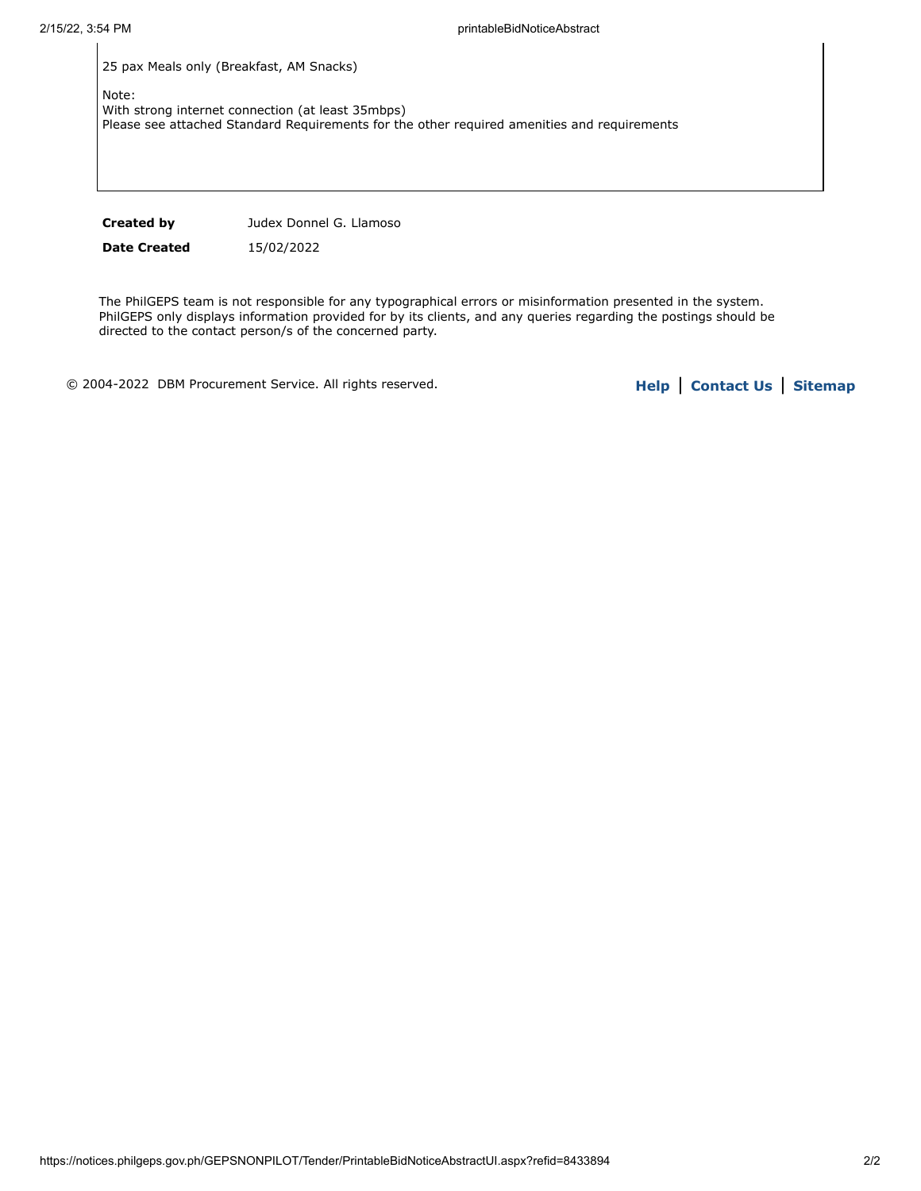25 pax Meals only (Breakfast, AM Snacks)

Note:
With strong internet connection (at least 35mbps)
Please see attached Standard Requirements for the other required amenities and requirements

| | |
|---|---|
| **Created by** | Judex Donnel G. Llamoso |
| **Date Created** | 15/02/2022 |

The PhilGEPS team is not responsible for any typographical errors or misinformation presented in the system. PhilGEPS only displays information provided for by its clients, and any queries regarding the postings should be directed to the contact person/s of the concerned party.

© 2004-2022 DBM Procurement Service. All rights reserved.

**Help** | **Contact Us** | **Sitemap**